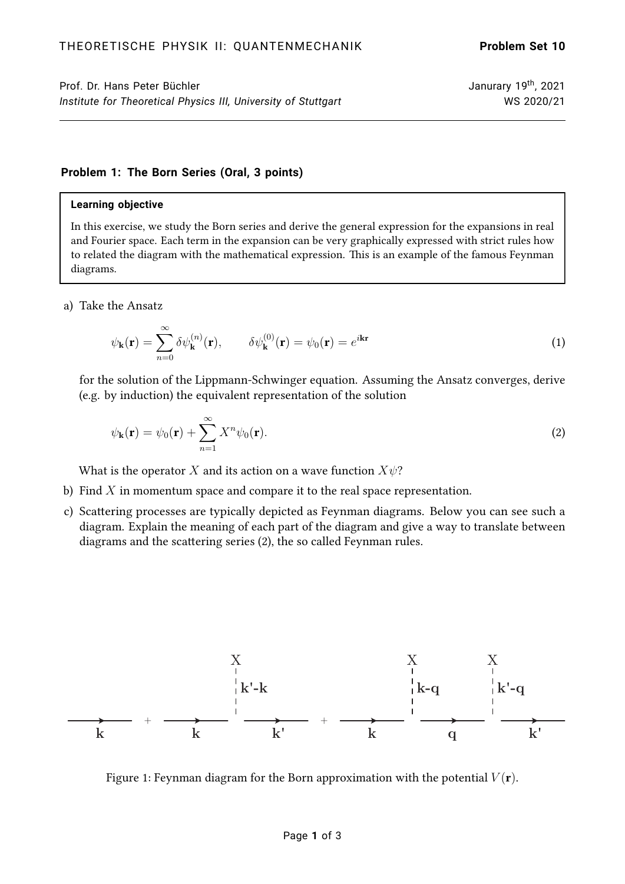THEORETISCHE PHYSIK II: QUANTENMECHANIK **Problem Set 10**

Prof. Dr. Hans Peter Büchler
*Institute for Theoretical Physics III, University of Stuttgart*

Janurary 19th, 2021
WS 2020/21

---

### Problem 1: The Born Series (Oral, 3 points)

> **Learning objective**
>
> In this exercise, we study the Born series and derive the general expression for the expansions in real and Fourier space. Each term in the expansion can be very graphically expressed with strict rules how to related the diagram with the mathematical expression. This is an example of the famous Feynman diagrams.

a) Take the Ansatz

$$\psi_{\mathbf{k}}(\mathbf{r}) = \sum_{n=0}^{\infty} \delta\psi_{\mathbf{k}}^{(n)}(\mathbf{r}), \qquad \delta\psi_{\mathbf{k}}^{(0)}(\mathbf{r}) = \psi_0(\mathbf{r}) = e^{i\mathbf{k}\mathbf{r}} \tag{1}$$

for the solution of the Lippmann-Schwinger equation. Assuming the Ansatz converges, derive (e.g. by induction) the equivalent representation of the solution

$$\psi_{\mathbf{k}}(\mathbf{r}) = \psi_0(\mathbf{r}) + \sum_{n=1}^{\infty} X^n \psi_0(\mathbf{r}). \tag{2}$$

What is the operator $X$ and its action on a wave function $X\psi$?

b) Find $X$ in momentum space and compare it to the real space representation.

c) Scattering processes are typically depicted as Feynman diagrams. Below you can see such a diagram. Explain the meaning of each part of the diagram and give a way to translate between diagrams and the scattering series (2), the so called Feynman rules.

Figure 1: Feynman diagram for the Born approximation with the potential $V(\mathbf{r})$.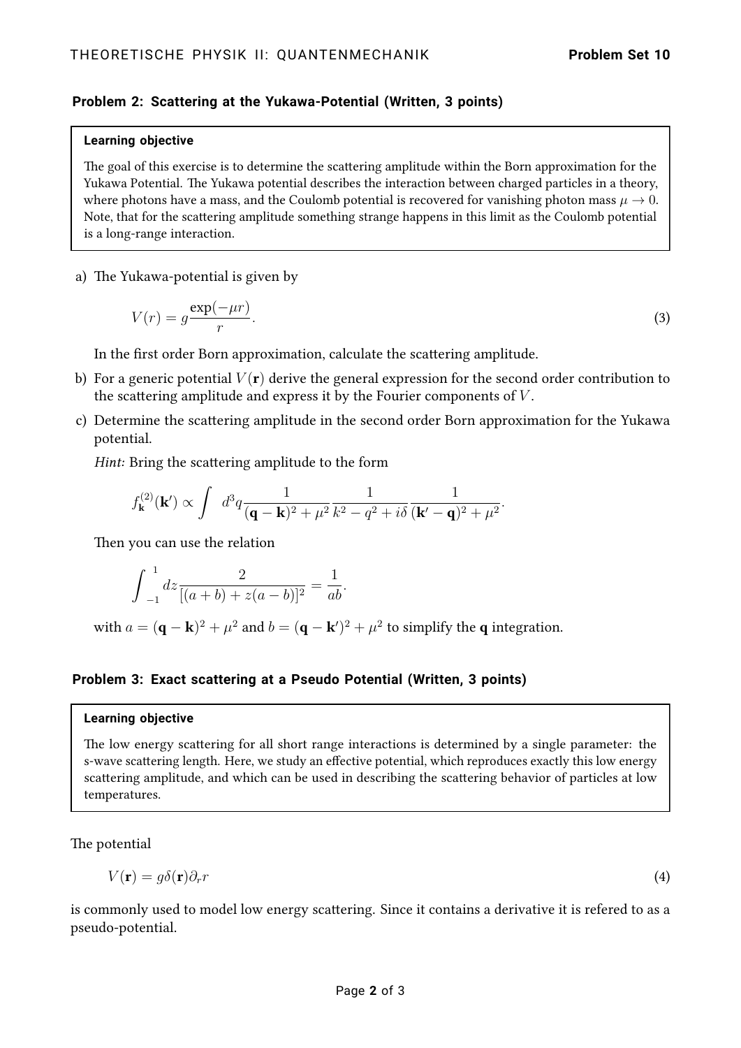## Problem 2: Scattering at the Yukawa-Potential (Written, 3 points)

**Learning objective**

The goal of this exercise is to determine the scattering amplitude within the Born approximation for the Yukawa Potential. The Yukawa potential describes the interaction between charged particles in a theory, where photons have a mass, and the Coulomb potential is recovered for vanishing photon mass $\mu \to 0$. Note, that for the scattering amplitude something strange happens in this limit as the Coulomb potential is a long-range interaction.

a) The Yukawa-potential is given by

$$V(r) = g\frac{\exp(-\mu r)}{r}. \tag{3}$$

In the first order Born approximation, calculate the scattering amplitude.

b) For a generic potential $V(\mathbf{r})$ derive the general expression for the second order contribution to the scattering amplitude and express it by the Fourier components of $V$.

c) Determine the scattering amplitude in the second order Born approximation for the Yukawa potential.

*Hint:* Bring the scattering amplitude to the form

$$f^{(2)}_{\mathbf{k}}(\mathbf{k}') \propto \int \ d^3q \frac{1}{(\mathbf{q}-\mathbf{k})^2+\mu^2}\frac{1}{k^2-q^2+i\delta}\frac{1}{(\mathbf{k'}-\mathbf{q})^2+\mu^2}.$$

Then you can use the relation

$$\int_{-1}^{1} dz \frac{2}{[(a+b)+z(a-b)]^2} = \frac{1}{ab}.$$

with $a = (\mathbf{q}-\mathbf{k})^2+\mu^2$ and $b = (\mathbf{q}-\mathbf{k}')^2+\mu^2$ to simplify the $\mathbf{q}$ integration.

## Problem 3: Exact scattering at a Pseudo Potential (Written, 3 points)

**Learning objective**

The low energy scattering for all short range interactions is determined by a single parameter: the s-wave scattering length. Here, we study an effective potential, which reproduces exactly this low energy scattering amplitude, and which can be used in describing the scattering behavior of particles at low temperatures.

The potential

$$V(\mathbf{r}) = g\delta(\mathbf{r})\partial_r r \tag{4}$$

is commonly used to model low energy scattering. Since it contains a derivative it is refered to as a pseudo-potential.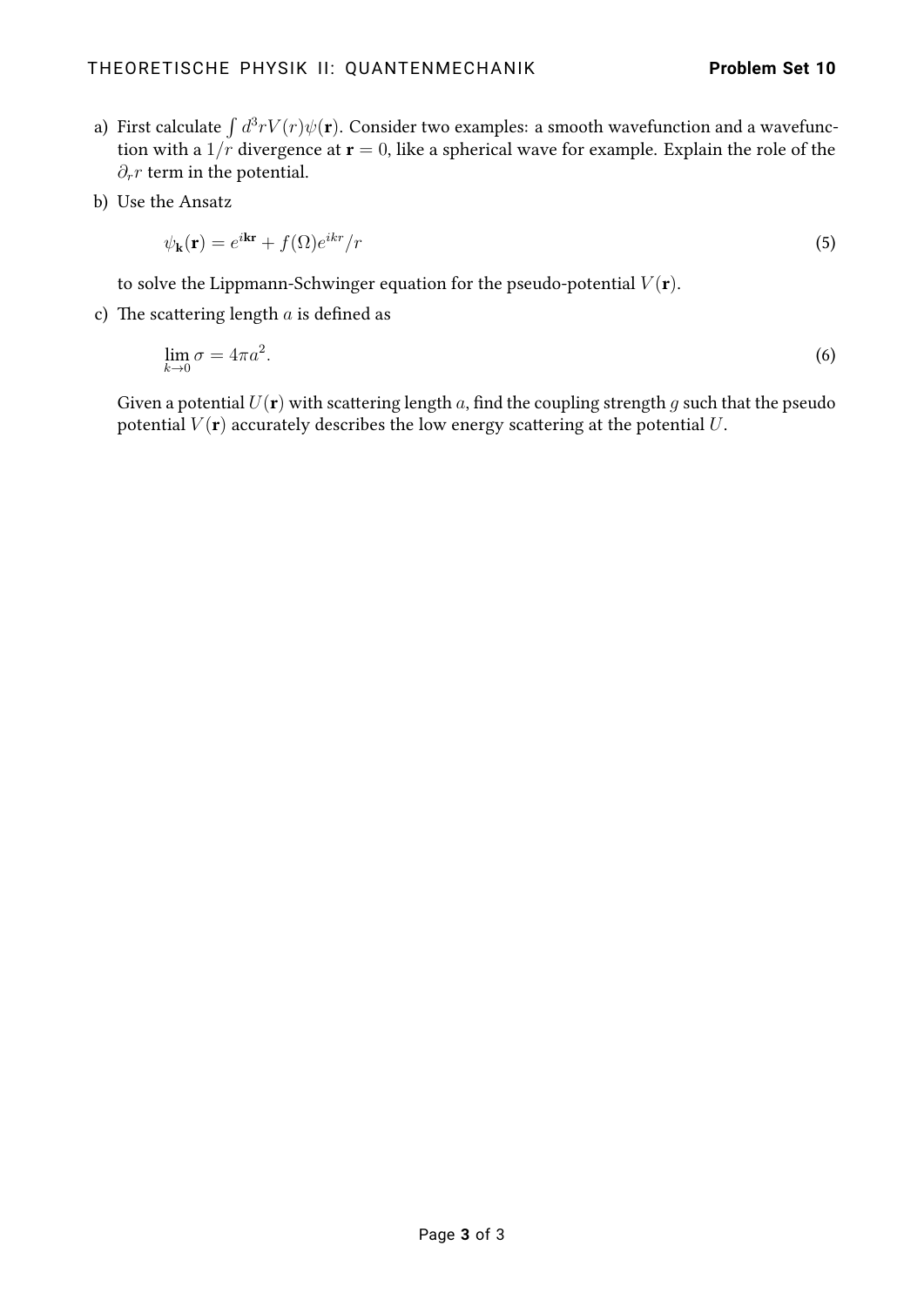a) First calculate $\int d^3r V(r)\psi(\mathbf{r})$. Consider two examples: a smooth wavefunction and a wavefunction with a $1/r$ divergence at $\mathbf{r} = 0$, like a spherical wave for example. Explain the role of the $\partial_r r$ term in the potential.

b) Use the Ansatz

$$\psi_{\mathbf{k}}(\mathbf{r}) = e^{i\mathbf{kr}} + f(\Omega)e^{ikr}/r \tag{5}$$

to solve the Lippmann-Schwinger equation for the pseudo-potential $V(\mathbf{r})$.

c) The scattering length $a$ is defined as

$$\lim_{k\to 0} \sigma = 4\pi a^2. \tag{6}$$

Given a potential $U(\mathbf{r})$ with scattering length $a$, find the coupling strength $g$ such that the pseudo potential $V(\mathbf{r})$ accurately describes the low energy scattering at the potential $U$.